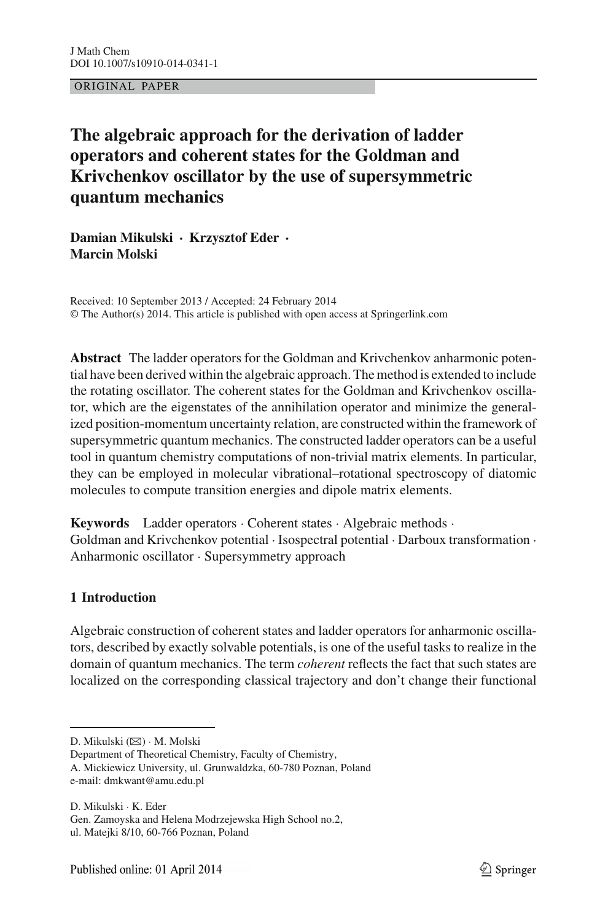ORIGINAL PAPER

# The algebraic approach for the derivation of ladder operators and coherent states for the Goldman and Krivchenkov oscillator by the use of supersymmetric quantum mechanics

**Damian Mikulski · Krzysztof Eder · Marcin Molski**

Received: 10 September 2013 / Accepted: 24 February 2014
© The Author(s) 2014. This article is published with open access at Springerlink.com

**Abstract** The ladder operators for the Goldman and Krivchenkov anharmonic potential have been derived within the algebraic approach. The method is extended to include the rotating oscillator. The coherent states for the Goldman and Krivchenkov oscillator, which are the eigenstates of the annihilation operator and minimize the generalized position-momentum uncertainty relation, are constructed within the framework of supersymmetric quantum mechanics. The constructed ladder operators can be a useful tool in quantum chemistry computations of non-trivial matrix elements. In particular, they can be employed in molecular vibrational–rotational spectroscopy of diatomic molecules to compute transition energies and dipole matrix elements.

**Keywords** Ladder operators · Coherent states · Algebraic methods · Goldman and Krivchenkov potential · Isospectral potential · Darboux transformation · Anharmonic oscillator · Supersymmetry approach

## 1 Introduction

Algebraic construction of coherent states and ladder operators for anharmonic oscillators, described by exactly solvable potentials, is one of the useful tasks to realize in the domain of quantum mechanics. The term *coherent* reflects the fact that such states are localized on the corresponding classical trajectory and don't change their functional

---

D. Mikulski (✉) · M. Molski
Department of Theoretical Chemistry, Faculty of Chemistry,
A. Mickiewicz University, ul. Grunwaldzka, 60-780 Poznan, Poland
e-mail: dmkwant@amu.edu.pl

D. Mikulski · K. Eder
Gen. Zamoyska and Helena Modrzejewska High School no.2,
ul. Matejki 8/10, 60-766 Poznan, Poland

Published online: 01 April 2014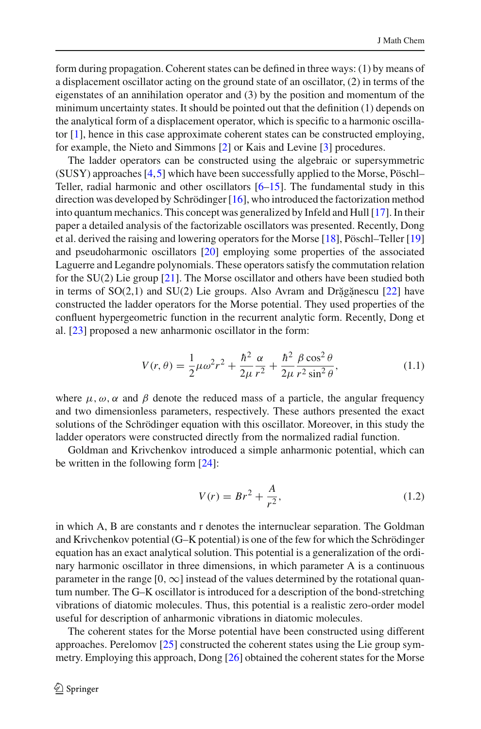form during propagation. Coherent states can be defined in three ways: (1) by means of a displacement oscillator acting on the ground state of an oscillator, (2) in terms of the eigenstates of an annihilation operator and (3) by the position and momentum of the minimum uncertainty states. It should be pointed out that the definition (1) depends on the analytical form of a displacement operator, which is specific to a harmonic oscillator [1], hence in this case approximate coherent states can be constructed employing, for example, the Nieto and Simmons [2] or Kais and Levine [3] procedures.

The ladder operators can be constructed using the algebraic or supersymmetric (SUSY) approaches [4,5] which have been successfully applied to the Morse, Pöschl–Teller, radial harmonic and other oscillators [6–15]. The fundamental study in this direction was developed by Schrödinger [16], who introduced the factorization method into quantum mechanics. This concept was generalized by Infeld and Hull [17]. In their paper a detailed analysis of the factorizable oscillators was presented. Recently, Dong et al. derived the raising and lowering operators for the Morse [18], Pöschl–Teller [19] and pseudoharmonic oscillators [20] employing some properties of the associated Laguerre and Legandre polynomials. These operators satisfy the commutation relation for the SU(2) Lie group [21]. The Morse oscillator and others have been studied both in terms of SO(2,1) and SU(2) Lie groups. Also Avram and Drăgănescu [22] have constructed the ladder operators for the Morse potential. They used properties of the confluent hypergeometric function in the recurrent analytic form. Recently, Dong et al. [23] proposed a new anharmonic oscillator in the form:

$$V(r,\theta) = \frac{1}{2}\mu\omega^2 r^2 + \frac{\hbar^2}{2\mu}\frac{\alpha}{r^2} + \frac{\hbar^2}{2\mu}\frac{\beta\cos^2\theta}{r^2\sin^2\theta}, \tag{1.1}$$

where $\mu, \omega, \alpha$ and $\beta$ denote the reduced mass of a particle, the angular frequency and two dimensionless parameters, respectively. These authors presented the exact solutions of the Schrödinger equation with this oscillator. Moreover, in this study the ladder operators were constructed directly from the normalized radial function.

Goldman and Krivchenkov introduced a simple anharmonic potential, which can be written in the following form [24]:

$$V(r) = Br^2 + \frac{A}{r^2}, \tag{1.2}$$

in which A, B are constants and r denotes the internuclear separation. The Goldman and Krivchenkov potential (G–K potential) is one of the few for which the Schrödinger equation has an exact analytical solution. This potential is a generalization of the ordinary harmonic oscillator in three dimensions, in which parameter A is a continuous parameter in the range $[0, \infty]$ instead of the values determined by the rotational quantum number. The G–K oscillator is introduced for a description of the bond-stretching vibrations of diatomic molecules. Thus, this potential is a realistic zero-order model useful for description of anharmonic vibrations in diatomic molecules.

The coherent states for the Morse potential have been constructed using different approaches. Perelomov [25] constructed the coherent states using the Lie group symmetry. Employing this approach, Dong [26] obtained the coherent states for the Morse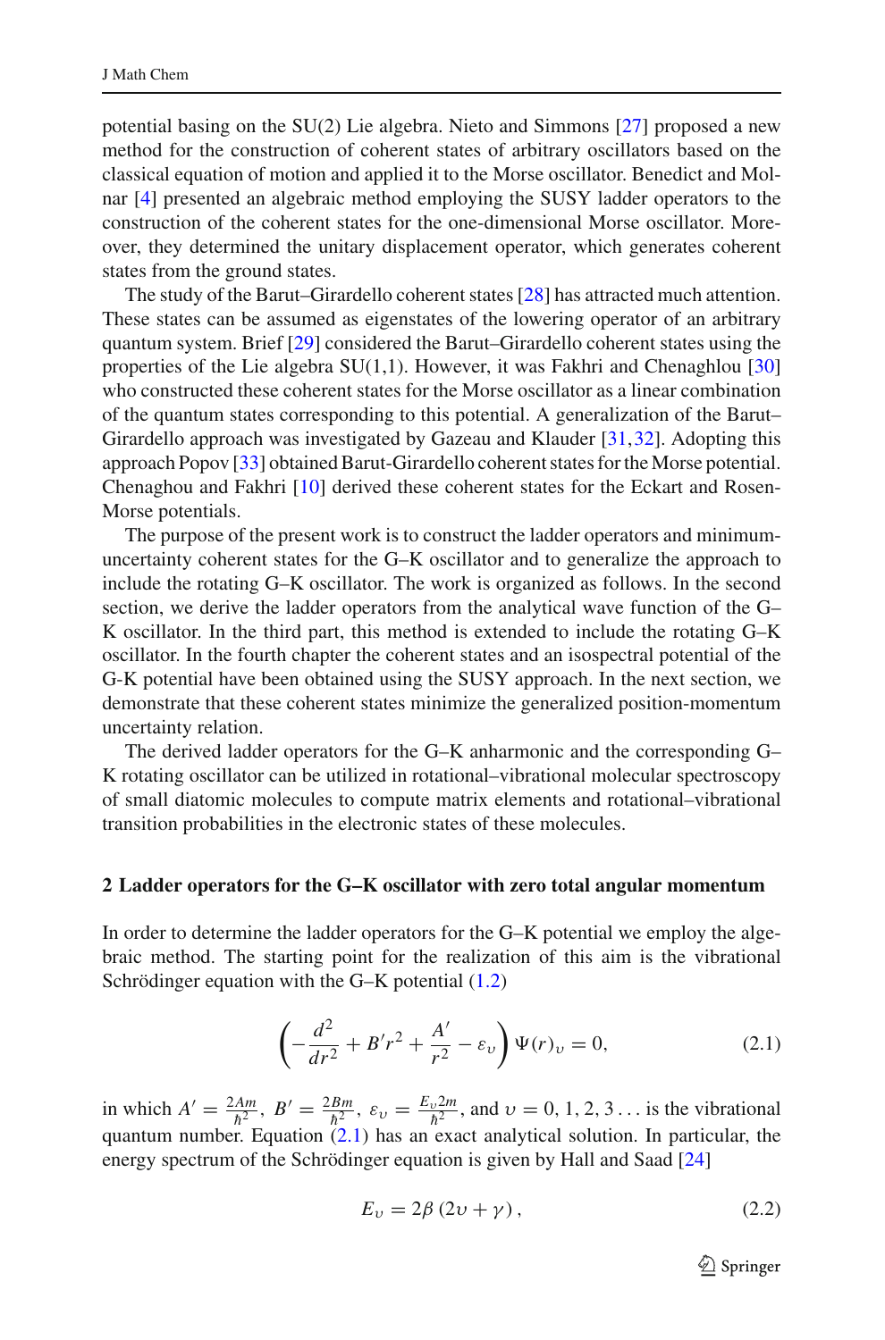potential basing on the SU(2) Lie algebra. Nieto and Simmons [27] proposed a new method for the construction of coherent states of arbitrary oscillators based on the classical equation of motion and applied it to the Morse oscillator. Benedict and Molnar [4] presented an algebraic method employing the SUSY ladder operators to the construction of the coherent states for the one-dimensional Morse oscillator. Moreover, they determined the unitary displacement operator, which generates coherent states from the ground states.

The study of the Barut–Girardello coherent states [28] has attracted much attention. These states can be assumed as eigenstates of the lowering operator of an arbitrary quantum system. Brief [29] considered the Barut–Girardello coherent states using the properties of the Lie algebra SU(1,1). However, it was Fakhri and Chenaghlou [30] who constructed these coherent states for the Morse oscillator as a linear combination of the quantum states corresponding to this potential. A generalization of the Barut–Girardello approach was investigated by Gazeau and Klauder [31,32]. Adopting this approach Popov [33] obtained Barut-Girardello coherent states for the Morse potential. Chenaghlou and Fakhri [10] derived these coherent states for the Eckart and Rosen-Morse potentials.

The purpose of the present work is to construct the ladder operators and minimum-uncertainty coherent states for the G–K oscillator and to generalize the approach to include the rotating G–K oscillator. The work is organized as follows. In the second section, we derive the ladder operators from the analytical wave function of the G–K oscillator. In the third part, this method is extended to include the rotating G–K oscillator. In the fourth chapter the coherent states and an isospectral potential of the G-K potential have been obtained using the SUSY approach. In the next section, we demonstrate that these coherent states minimize the generalized position-momentum uncertainty relation.

The derived ladder operators for the G–K anharmonic and the corresponding G–K rotating oscillator can be utilized in rotational–vibrational molecular spectroscopy of small diatomic molecules to compute matrix elements and rotational–vibrational transition probabilities in the electronic states of these molecules.

## 2 Ladder operators for the G–K oscillator with zero total angular momentum

In order to determine the ladder operators for the G–K potential we employ the algebraic method. The starting point for the realization of this aim is the vibrational Schrödinger equation with the G–K potential (1.2)

$$\left(-\frac{d^2}{dr^2}+B'r^2+\frac{A'}{r^2}-\varepsilon_\upsilon\right)\Psi(r)_\upsilon=0, \tag{2.1}$$

in which $A'=\frac{2Am}{\hbar^2}$, $B'=\frac{2Bm}{\hbar^2}$, $\varepsilon_\upsilon=\frac{E_\upsilon 2m}{\hbar^2}$, and $\upsilon=0,1,2,3\ldots$ is the vibrational quantum number. Equation (2.1) has an exact analytical solution. In particular, the energy spectrum of the Schrödinger equation is given by Hall and Saad [24]

$$E_\upsilon=2\beta\,(2\upsilon+\gamma)\,, \tag{2.2}$$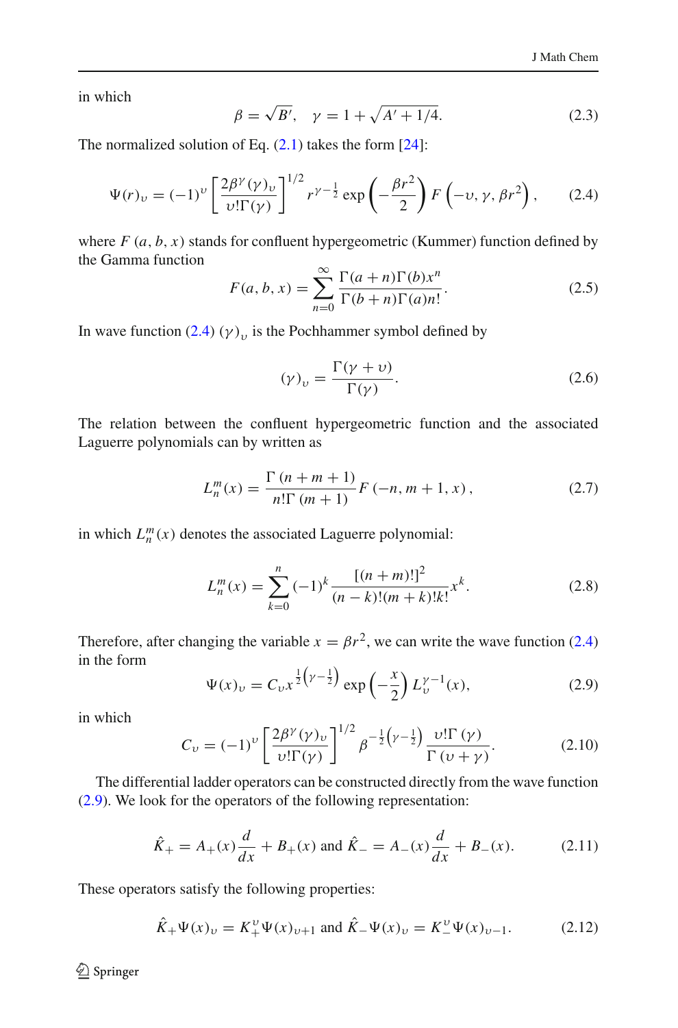in which

$$\beta = \sqrt{B'}, \quad \gamma = 1 + \sqrt{A' + 1/4}. \tag{2.3}$$

The normalized solution of Eq. (2.1) takes the form [24]:

$$\Psi(r)_{\upsilon} = (-1)^{\upsilon} \left[ \frac{2\beta^{\gamma}(\gamma)_{\upsilon}}{\upsilon!\Gamma(\gamma)} \right]^{1/2} r^{\gamma-\frac{1}{2}} \exp\left(-\frac{\beta r^2}{2}\right) F\left(-\upsilon, \gamma, \beta r^2\right), \tag{2.4}$$

where $F(a, b, x)$ stands for confluent hypergeometric (Kummer) function defined by the Gamma function

$$F(a, b, x) = \sum_{n=0}^{\infty} \frac{\Gamma(a+n)\Gamma(b)x^n}{\Gamma(b+n)\Gamma(a)n!}. \tag{2.5}$$

In wave function (2.4) $(\gamma)_{\upsilon}$ is the Pochhammer symbol defined by

$$(\gamma)_{\upsilon} = \frac{\Gamma(\gamma+\upsilon)}{\Gamma(\gamma)}. \tag{2.6}$$

The relation between the confluent hypergeometric function and the associated Laguerre polynomials can by written as

$$L_n^m(x) = \frac{\Gamma(n+m+1)}{n!\Gamma(m+1)} F(-n, m+1, x), \tag{2.7}$$

in which $L_n^m(x)$ denotes the associated Laguerre polynomial:

$$L_n^m(x) = \sum_{k=0}^{n} (-1)^k \frac{[(n+m)!]^2}{(n-k)!(m+k)!k!} x^k. \tag{2.8}$$

Therefore, after changing the variable $x = \beta r^2$, we can write the wave function (2.4) in the form

$$\Psi(x)_{\upsilon} = C_{\upsilon} x^{\frac{1}{2}\left(\gamma-\frac{1}{2}\right)} \exp\left(-\frac{x}{2}\right) L_{\upsilon}^{\gamma-1}(x), \tag{2.9}$$

in which

$$C_{\upsilon} = (-1)^{\upsilon} \left[ \frac{2\beta^{\gamma}(\gamma)_{\upsilon}}{\upsilon!\Gamma(\gamma)} \right]^{1/2} \beta^{-\frac{1}{2}\left(\gamma-\frac{1}{2}\right)} \frac{\upsilon!\Gamma(\gamma)}{\Gamma(\upsilon+\gamma)}. \tag{2.10}$$

The differential ladder operators can be constructed directly from the wave function (2.9). We look for the operators of the following representation:

$$\hat{K}_{+} = A_{+}(x)\frac{d}{dx} + B_{+}(x) \text{ and } \hat{K}_{-} = A_{-}(x)\frac{d}{dx} + B_{-}(x). \tag{2.11}$$

These operators satisfy the following properties:

$$\hat{K}_{+}\Psi(x)_{\upsilon} = K_{+}^{\upsilon}\Psi(x)_{\upsilon+1} \text{ and } \hat{K}_{-}\Psi(x)_{\upsilon} = K_{-}^{\upsilon}\Psi(x)_{\upsilon-1}. \tag{2.12}$$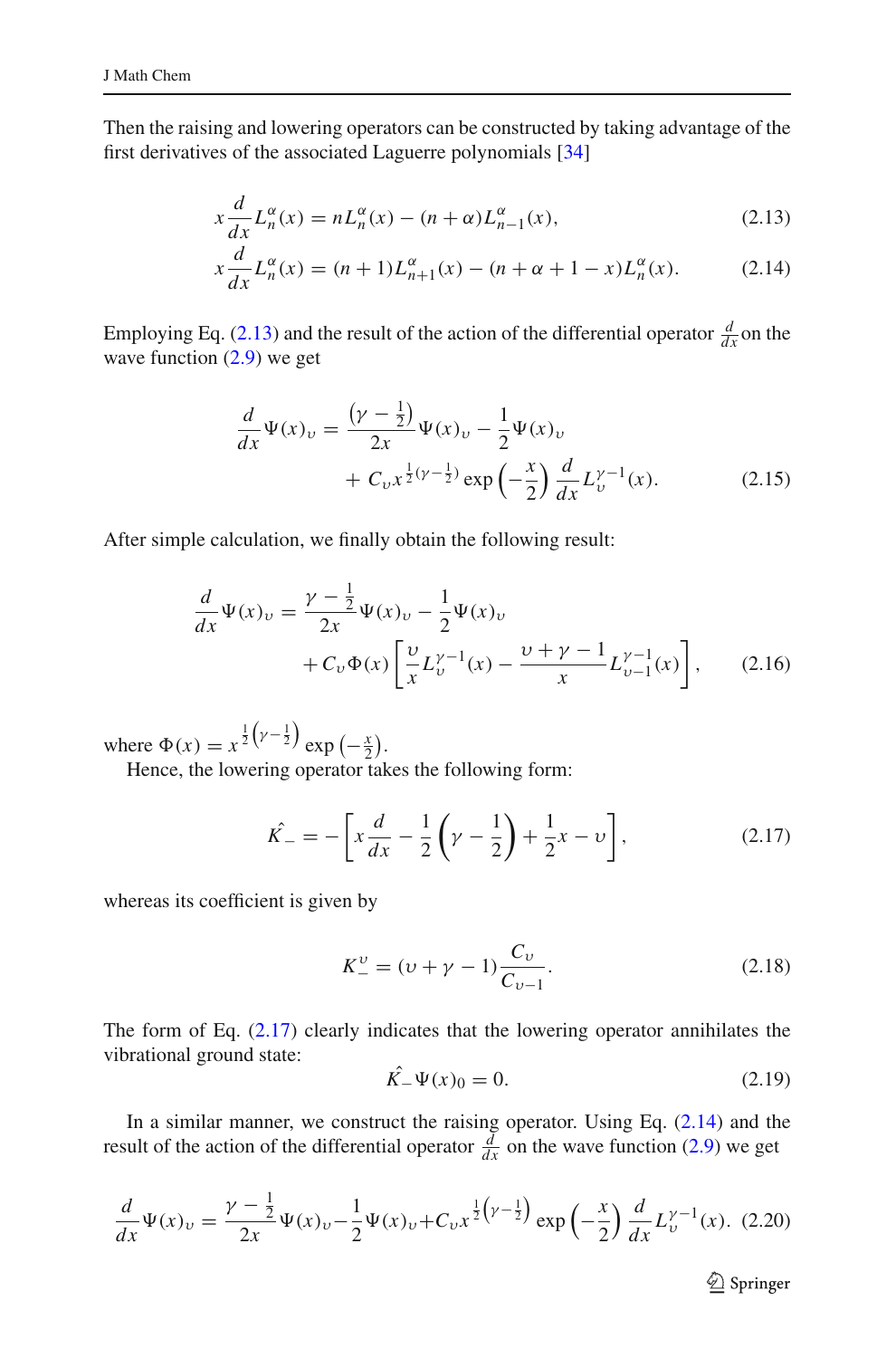Then the raising and lowering operators can be constructed by taking advantage of the first derivatives of the associated Laguerre polynomials [34]

$$x\frac{d}{dx}L_n^{\alpha}(x) = nL_n^{\alpha}(x) - (n+\alpha)L_{n-1}^{\alpha}(x), \tag{2.13}$$

$$x\frac{d}{dx}L_n^{\alpha}(x) = (n+1)L_{n+1}^{\alpha}(x) - (n+\alpha+1-x)L_n^{\alpha}(x). \tag{2.14}$$

Employing Eq. (2.13) and the result of the action of the differential operator $\frac{d}{dx}$ on the wave function (2.9) we get

$$\frac{d}{dx}\Psi(x)_{\upsilon} = \frac{\left(\gamma-\frac{1}{2}\right)}{2x}\Psi(x)_{\upsilon} - \frac{1}{2}\Psi(x)_{\upsilon} + C_{\upsilon}x^{\frac{1}{2}\left(\gamma-\frac{1}{2}\right)}\exp\left(-\frac{x}{2}\right)\frac{d}{dx}L_{\upsilon}^{\gamma-1}(x). \tag{2.15}$$

After simple calculation, we finally obtain the following result:

$$\frac{d}{dx}\Psi(x)_{\upsilon} = \frac{\gamma-\frac{1}{2}}{2x}\Psi(x)_{\upsilon} - \frac{1}{2}\Psi(x)_{\upsilon} + C_{\upsilon}\Phi(x)\left[\frac{\upsilon}{x}L_{\upsilon}^{\gamma-1}(x) - \frac{\upsilon+\gamma-1}{x}L_{\upsilon-1}^{\gamma-1}(x)\right], \tag{2.16}$$

where $\Phi(x) = x^{\frac{1}{2}\left(\gamma-\frac{1}{2}\right)}\exp\left(-\frac{x}{2}\right)$.

Hence, the lowering operator takes the following form:

$$\hat{K_{-}} = -\left[x\frac{d}{dx} - \frac{1}{2}\left(\gamma-\frac{1}{2}\right) + \frac{1}{2}x - \upsilon\right], \tag{2.17}$$

whereas its coefficient is given by

$$K_{-}^{\upsilon} = (\upsilon+\gamma-1)\frac{C_{\upsilon}}{C_{\upsilon-1}}. \tag{2.18}$$

The form of Eq. (2.17) clearly indicates that the lowering operator annihilates the vibrational ground state:

$$\hat{K_{-}}\Psi(x)_0 = 0. \tag{2.19}$$

In a similar manner, we construct the raising operator. Using Eq. (2.14) and the result of the action of the differential operator $\frac{d}{dx}$ on the wave function (2.9) we get

$$\frac{d}{dx}\Psi(x)_{\upsilon} = \frac{\gamma-\frac{1}{2}}{2x}\Psi(x)_{\upsilon} - \frac{1}{2}\Psi(x)_{\upsilon} + C_{\upsilon}x^{\frac{1}{2}\left(\gamma-\frac{1}{2}\right)}\exp\left(-\frac{x}{2}\right)\frac{d}{dx}L_{\upsilon}^{\gamma-1}(x). \tag{2.20}$$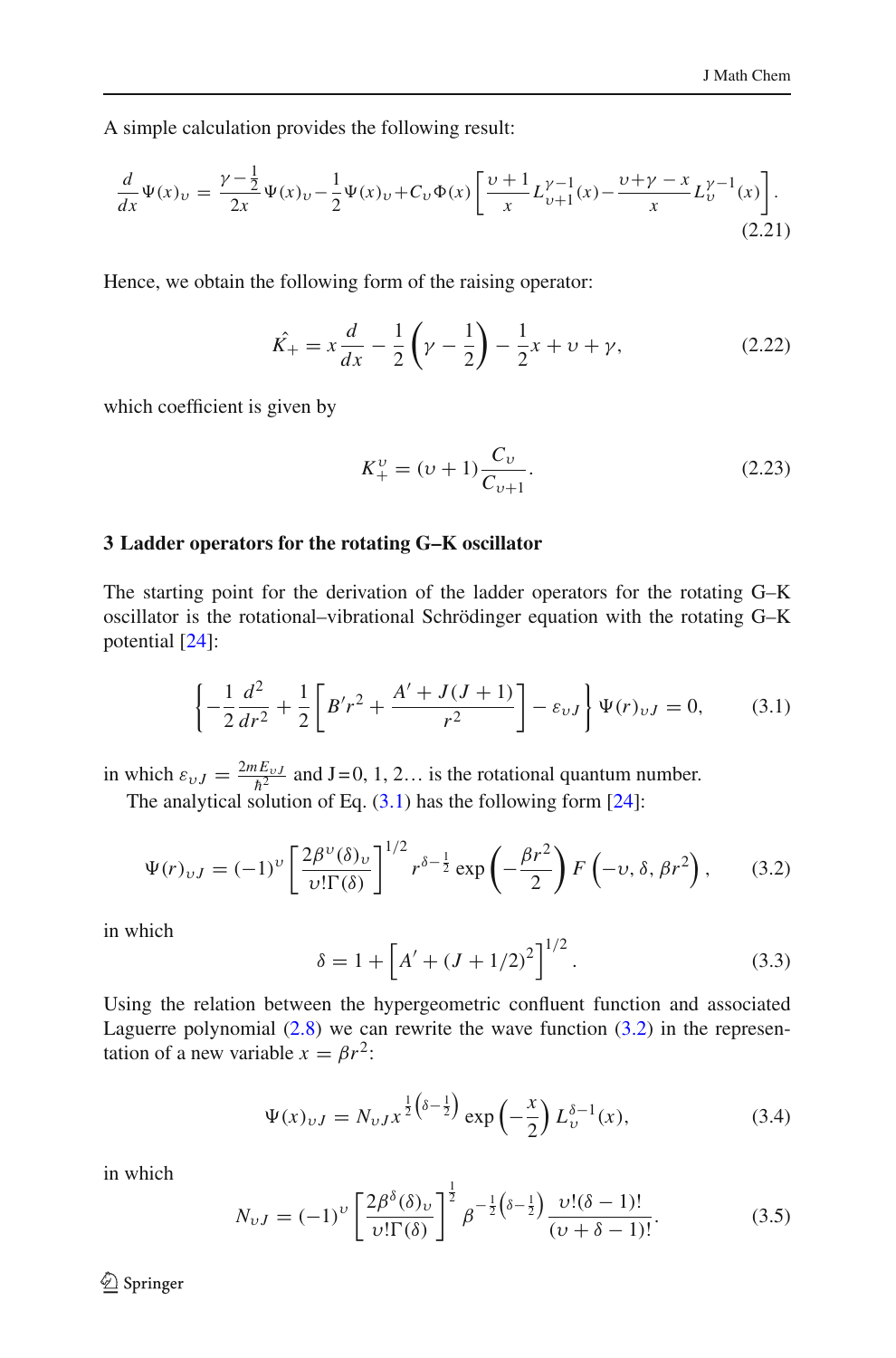A simple calculation provides the following result:

$$\frac{d}{dx}\Psi(x)_{\upsilon} = \frac{\gamma-\frac{1}{2}}{2x}\Psi(x)_{\upsilon} - \frac{1}{2}\Psi(x)_{\upsilon} + C_{\upsilon}\Phi(x)\left[\frac{\upsilon+1}{x}L_{\upsilon+1}^{\gamma-1}(x) - \frac{\upsilon+\gamma-x}{x}L_{\upsilon}^{\gamma-1}(x)\right]. \tag{2.21}$$

Hence, we obtain the following form of the raising operator:

$$\hat{K_{+}} = x\frac{d}{dx} - \frac{1}{2}\left(\gamma - \frac{1}{2}\right) - \frac{1}{2}x + \upsilon + \gamma, \tag{2.22}$$

which coefficient is given by

$$K_{+}^{\upsilon} = (\upsilon+1)\frac{C_{\upsilon}}{C_{\upsilon+1}}. \tag{2.23}$$

## 3 Ladder operators for the rotating G–K oscillator

The starting point for the derivation of the ladder operators for the rotating G–K oscillator is the rotational–vibrational Schrödinger equation with the rotating G–K potential [24]:

$$\left\{-\frac{1}{2}\frac{d^2}{dr^2} + \frac{1}{2}\left[B'r^2 + \frac{A' + J(J+1)}{r^2}\right] - \varepsilon_{\upsilon J}\right\}\Psi(r)_{\upsilon J} = 0, \tag{3.1}$$

in which $\varepsilon_{\upsilon J} = \frac{2mE_{\upsilon J}}{\hbar^2}$ and J = 0, 1, 2… is the rotational quantum number.

The analytical solution of Eq. (3.1) has the following form [24]:

$$\Psi(r)_{\upsilon J} = (-1)^{\upsilon}\left[\frac{2\beta^{\upsilon}(\delta)_{\upsilon}}{\upsilon!\Gamma(\delta)}\right]^{1/2} r^{\delta-\frac{1}{2}}\exp\left(-\frac{\beta r^2}{2}\right)F\left(-\upsilon, \delta, \beta r^2\right), \tag{3.2}$$

in which

$$\delta = 1 + \left[A' + (J+1/2)^2\right]^{1/2}. \tag{3.3}$$

Using the relation between the hypergeometric confluent function and associated Laguerre polynomial (2.8) we can rewrite the wave function (3.2) in the representation of a new variable $x = \beta r^2$:

$$\Psi(x)_{\upsilon J} = N_{\upsilon J}x^{\frac{1}{2}\left(\delta-\frac{1}{2}\right)}\exp\left(-\frac{x}{2}\right)L_{\upsilon}^{\delta-1}(x), \tag{3.4}$$

in which

$$N_{\upsilon J} = (-1)^{\upsilon}\left[\frac{2\beta^{\delta}(\delta)_{\upsilon}}{\upsilon!\Gamma(\delta)}\right]^{\frac{1}{2}}\beta^{-\frac{1}{2}\left(\delta-\frac{1}{2}\right)}\frac{\upsilon!(\delta-1)!}{(\upsilon+\delta-1)!}. \tag{3.5}$$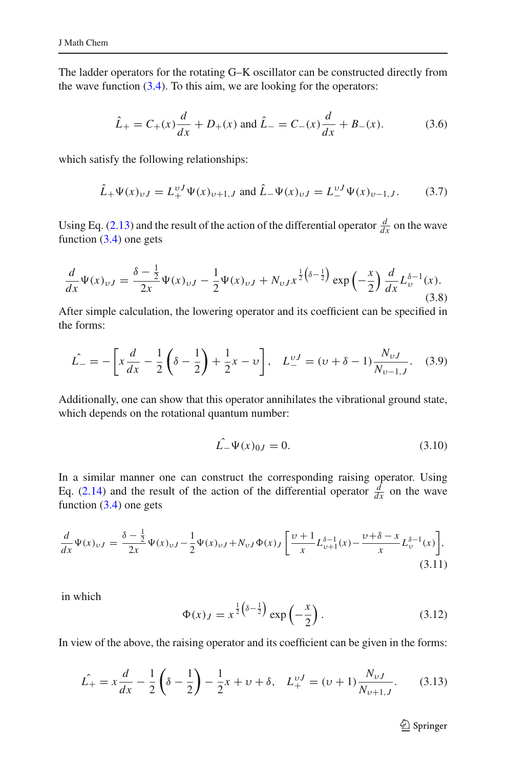The ladder operators for the rotating G–K oscillator can be constructed directly from the wave function (3.4). To this aim, we are looking for the operators:

$$\hat{L}_{+} = C_{+}(x)\frac{d}{dx} + D_{+}(x) \text{ and } \hat{L}_{-} = C_{-}(x)\frac{d}{dx} + B_{-}(x). \tag{3.6}$$

which satisfy the following relationships:

$$\hat{L}_{+}\Psi(x)_{\upsilon J} = L_{+}^{\upsilon J}\Psi(x)_{\upsilon+1,J} \text{ and } \hat{L}_{-}\Psi(x)_{\upsilon J} = L_{-}^{\upsilon J}\Psi(x)_{\upsilon-1,J}. \tag{3.7}$$

Using Eq. (2.13) and the result of the action of the differential operator $\frac{d}{dx}$ on the wave function (3.4) one gets

$$\frac{d}{dx}\Psi(x)_{\upsilon J} = \frac{\delta - \frac{1}{2}}{2x}\Psi(x)_{\upsilon J} - \frac{1}{2}\Psi(x)_{\upsilon J} + N_{\upsilon J}x^{\frac{1}{2}\left(\delta-\frac{1}{2}\right)}\exp\left(-\frac{x}{2}\right)\frac{d}{dx}L_{\upsilon}^{\delta-1}(x). \tag{3.8}$$

After simple calculation, the lowering operator and its coefficient can be specified in the forms:

$$\hat{L_{-}} = -\left[x\frac{d}{dx} - \frac{1}{2}\left(\delta - \frac{1}{2}\right) + \frac{1}{2}x - \upsilon\right], \quad L_{-}^{\upsilon J} = (\upsilon + \delta - 1)\frac{N_{\upsilon J}}{N_{\upsilon-1,J}}. \tag{3.9}$$

Additionally, one can show that this operator annihilates the vibrational ground state, which depends on the rotational quantum number:

$$\hat{L_{-}}\Psi(x)_{0J} = 0. \tag{3.10}$$

In a similar manner one can construct the corresponding raising operator. Using Eq. (2.14) and the result of the action of the differential operator $\frac{d}{dx}$ on the wave function (3.4) one gets

$$\frac{d}{dx}\Psi(x)_{\upsilon J} = \frac{\delta - \frac{1}{2}}{2x}\Psi(x)_{\upsilon J} - \frac{1}{2}\Psi(x)_{\upsilon J} + N_{\upsilon J}\Phi(x)_{J}\left[\frac{\upsilon+1}{x}L_{\upsilon+1}^{\delta-1}(x) - \frac{\upsilon+\delta-x}{x}L_{\upsilon}^{\delta-1}(x)\right], \tag{3.11}$$

in which

$$\Phi(x)_{J} = x^{\frac{1}{2}\left(\delta-\frac{1}{2}\right)}\exp\left(-\frac{x}{2}\right). \tag{3.12}$$

In view of the above, the raising operator and its coefficient can be given in the forms:

$$\hat{L_{+}} = x\frac{d}{dx} - \frac{1}{2}\left(\delta - \frac{1}{2}\right) - \frac{1}{2}x + \upsilon + \delta, \quad L_{+}^{\upsilon J} = (\upsilon + 1)\frac{N_{\upsilon J}}{N_{\upsilon+1,J}}. \tag{3.13}$$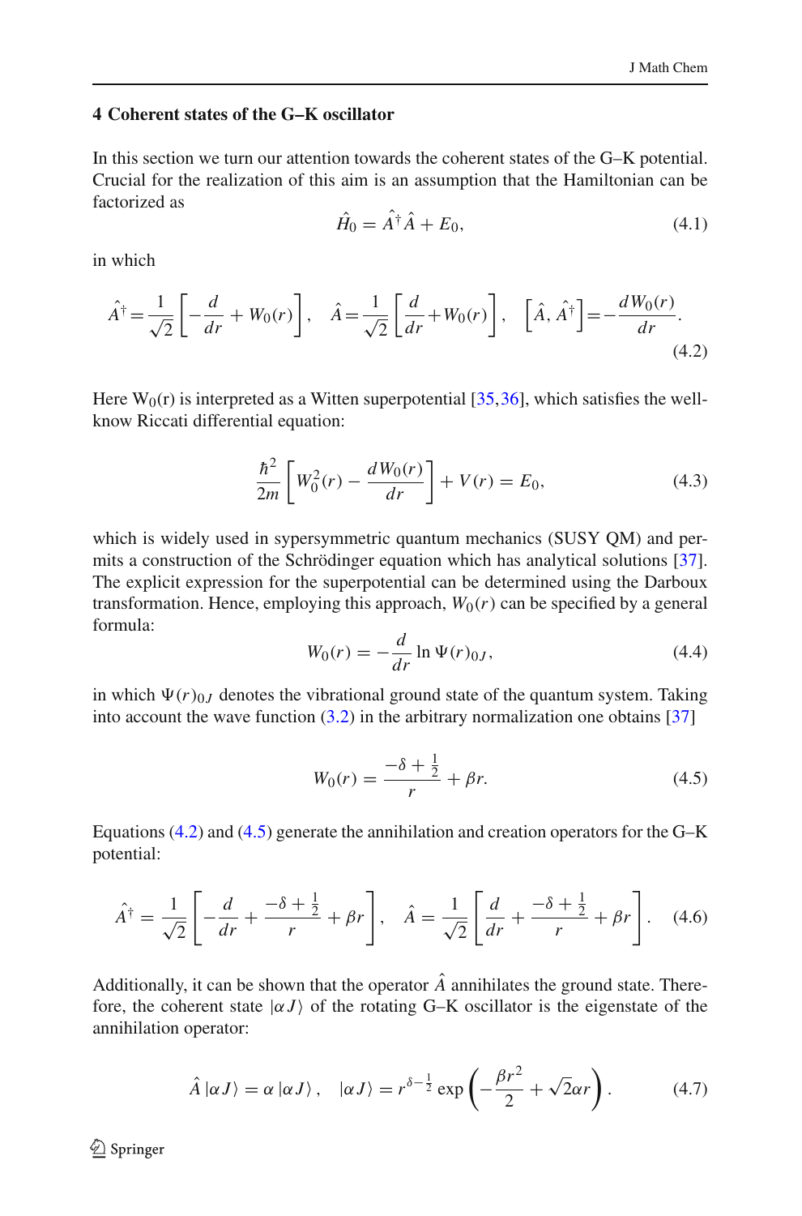## 4 Coherent states of the G–K oscillator

In this section we turn our attention towards the coherent states of the G–K potential. Crucial for the realization of this aim is an assumption that the Hamiltonian can be factorized as

$$\hat{H}_0 = \hat{A}^{\dagger}\hat{A} + E_0, \tag{4.1}$$

in which

$$\hat{A}^{\dagger} = \frac{1}{\sqrt{2}}\left[-\frac{d}{dr} + W_0(r)\right], \quad \hat{A} = \frac{1}{\sqrt{2}}\left[\frac{d}{dr} + W_0(r)\right], \quad \left[\hat{A}, \hat{A}^{\dagger}\right] = -\frac{dW_0(r)}{dr}. \tag{4.2}$$

Here $W_0(r)$ is interpreted as a Witten superpotential [35,36], which satisfies the well-know Riccati differential equation:

$$\frac{\hbar^2}{2m}\left[W_0^2(r) - \frac{dW_0(r)}{dr}\right] + V(r) = E_0, \tag{4.3}$$

which is widely used in sypersymmetric quantum mechanics (SUSY QM) and permits a construction of the Schrödinger equation which has analytical solutions [37]. The explicit expression for the superpotential can be determined using the Darboux transformation. Hence, employing this approach, $W_0(r)$ can be specified by a general formula:

$$W_0(r) = -\frac{d}{dr}\ln \Psi(r)_{0J}, \tag{4.4}$$

in which $\Psi(r)_{0J}$ denotes the vibrational ground state of the quantum system. Taking into account the wave function (3.2) in the arbitrary normalization one obtains [37]

$$W_0(r) = \frac{-\delta + \frac{1}{2}}{r} + \beta r. \tag{4.5}$$

Equations (4.2) and (4.5) generate the annihilation and creation operators for the G–K potential:

$$\hat{A}^{\dagger} = \frac{1}{\sqrt{2}}\left[-\frac{d}{dr} + \frac{-\delta + \frac{1}{2}}{r} + \beta r\right], \quad \hat{A} = \frac{1}{\sqrt{2}}\left[\frac{d}{dr} + \frac{-\delta + \frac{1}{2}}{r} + \beta r\right]. \tag{4.6}$$

Additionally, it can be shown that the operator $\hat{A}$ annihilates the ground state. Therefore, the coherent state $|\alpha J\rangle$ of the rotating G–K oscillator is the eigenstate of the annihilation operator:

$$\hat{A}\,|\alpha J\rangle = \alpha\,|\alpha J\rangle\,, \quad |\alpha J\rangle = r^{\delta - \frac{1}{2}} \exp\left(-\frac{\beta r^2}{2} + \sqrt{2}\alpha r\right). \tag{4.7}$$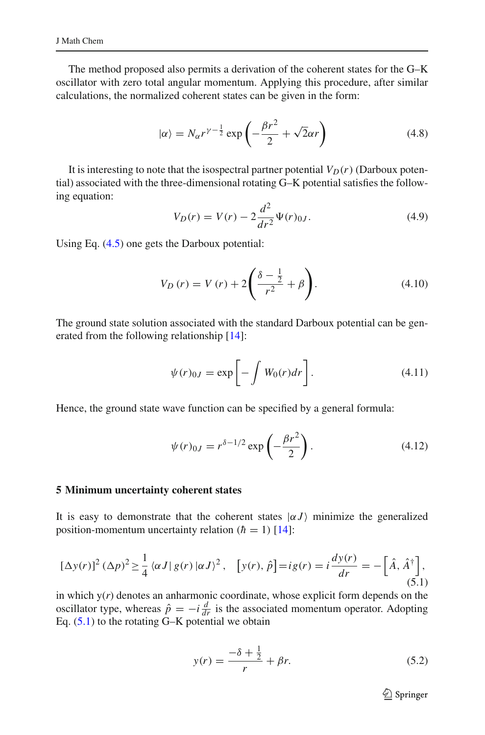The method proposed also permits a derivation of the coherent states for the G–K oscillator with zero total angular momentum. Applying this procedure, after similar calculations, the normalized coherent states can be given in the form:

$$|\alpha\rangle = N_\alpha r^{\gamma-\frac{1}{2}} \exp\left(-\frac{\beta r^2}{2} + \sqrt{2}\alpha r\right) \tag{4.8}$$

It is interesting to note that the isospectral partner potential $V_D(r)$ (Darboux potential) associated with the three-dimensional rotating G–K potential satisfies the following equation:

$$V_D(r) = V(r) - 2\frac{d^2}{dr^2}\Psi(r)_{0J}. \tag{4.9}$$

Using Eq. (4.5) one gets the Darboux potential:

$$V_D(r) = V(r) + 2\left(\frac{\delta - \frac{1}{2}}{r^2} + \beta\right). \tag{4.10}$$

The ground state solution associated with the standard Darboux potential can be generated from the following relationship [14]:

$$\psi(r)_{0J} = \exp\left[-\int W_0(r)dr\right]. \tag{4.11}$$

Hence, the ground state wave function can be specified by a general formula:

$$\psi(r)_{0J} = r^{\delta-1/2} \exp\left(-\frac{\beta r^2}{2}\right). \tag{4.12}$$

## 5 Minimum uncertainty coherent states

It is easy to demonstrate that the coherent states $|\alpha J\rangle$ minimize the generalized position-momentum uncertainty relation ($\hbar = 1$) [14]:

$$[\Delta y(r)]^2 (\Delta p)^2 \geq \frac{1}{4}\langle \alpha J|\, g(r)\,|\alpha J\rangle^2, \quad [y(r), \hat{p}] = ig(r) = i\frac{dy(r)}{dr} = -\left[\hat{A}, \hat{A}^\dagger\right], \tag{5.1}$$

in which $y(r)$ denotes an anharmonic coordinate, whose explicit form depends on the oscillator type, whereas $\hat{p} = -i\frac{d}{dr}$ is the associated momentum operator. Adopting Eq. (5.1) to the rotating G–K potential we obtain

$$y(r) = \frac{-\delta + \frac{1}{2}}{r} + \beta r. \tag{5.2}$$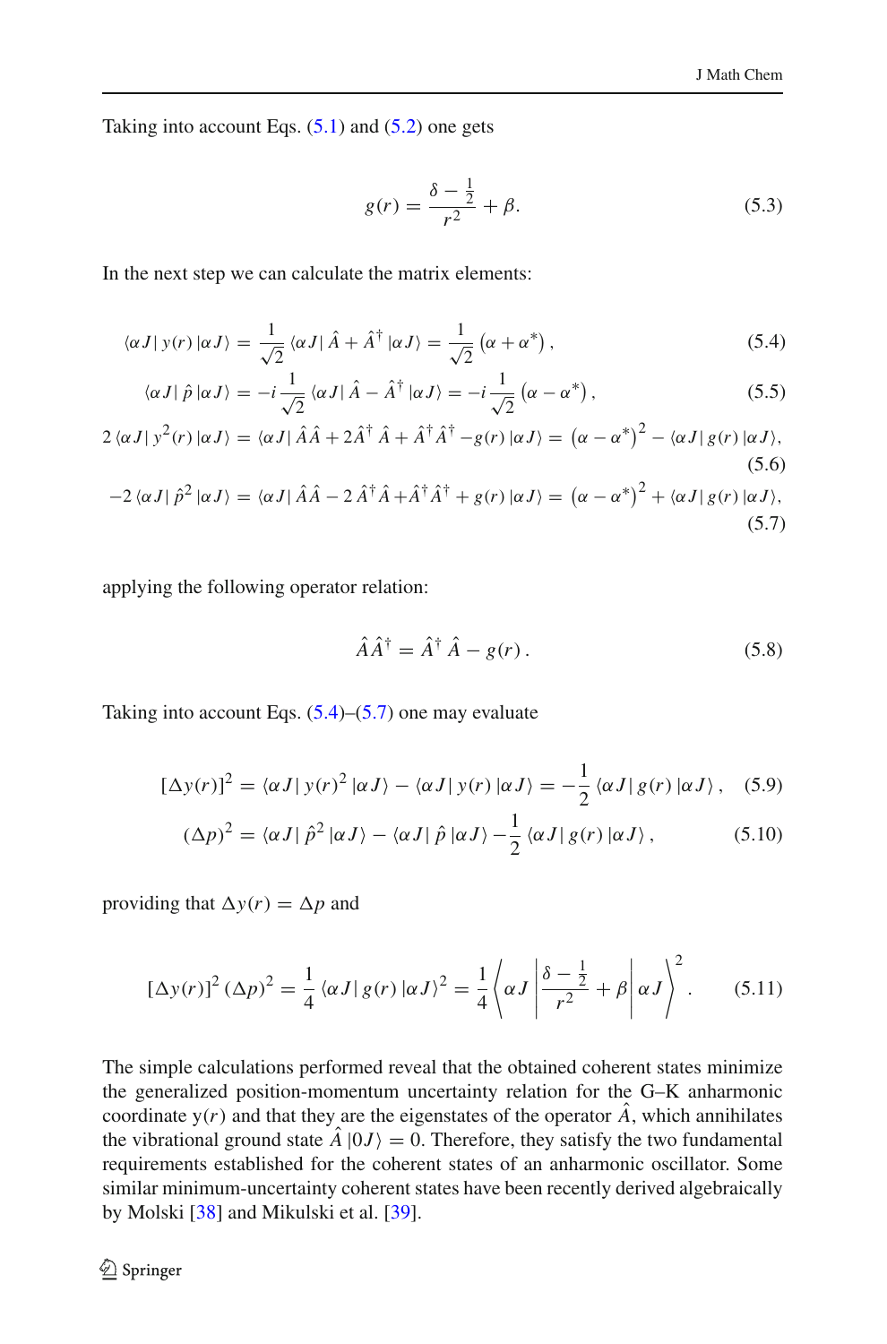Taking into account Eqs. (5.1) and (5.2) one gets

$$g(r) = \frac{\delta - \frac{1}{2}}{r^2} + \beta. \tag{5.3}$$

In the next step we can calculate the matrix elements:

$$\langle \alpha J | \, y(r) \, | \alpha J \rangle = \frac{1}{\sqrt{2}} \langle \alpha J | \, \hat{A} + \hat{A}^\dagger \, | \alpha J \rangle = \frac{1}{\sqrt{2}} \left( \alpha + \alpha^* \right), \tag{5.4}$$

$$\langle \alpha J | \, \hat{p} \, | \alpha J \rangle = -i \frac{1}{\sqrt{2}} \langle \alpha J | \, \hat{A} - \hat{A}^\dagger \, | \alpha J \rangle = -i \frac{1}{\sqrt{2}} \left( \alpha - \alpha^* \right), \tag{5.5}$$

$$2 \langle \alpha J | \, y^2(r) \, | \alpha J \rangle = \langle \alpha J | \, \hat{A}\hat{A} + 2\hat{A}^\dagger \hat{A} + \hat{A}^\dagger \hat{A}^\dagger - g(r) \, | \alpha J \rangle = \left( \alpha - \alpha^* \right)^2 - \langle \alpha J | \, g(r) \, | \alpha J \rangle, \tag{5.6}$$

$$-2 \langle \alpha J | \, \hat{p}^2 \, | \alpha J \rangle = \langle \alpha J | \, \hat{A}\hat{A} - 2\hat{A}^\dagger \hat{A} + \hat{A}^\dagger \hat{A}^\dagger + g(r) \, | \alpha J \rangle = \left( \alpha - \alpha^* \right)^2 + \langle \alpha J | \, g(r) \, | \alpha J \rangle, \tag{5.7}$$

applying the following operator relation:

$$\hat{A}\hat{A}^\dagger = \hat{A}^\dagger \hat{A} - g(r). \tag{5.8}$$

Taking into account Eqs. (5.4)–(5.7) one may evaluate

$$[\Delta y(r)]^2 = \langle \alpha J | \, y(r)^2 \, | \alpha J \rangle - \langle \alpha J | \, y(r) \, | \alpha J \rangle = -\frac{1}{2} \langle \alpha J | \, g(r) \, | \alpha J \rangle, \tag{5.9}$$

$$(\Delta p)^2 = \langle \alpha J | \, \hat{p}^2 \, | \alpha J \rangle - \langle \alpha J | \, \hat{p} \, | \alpha J \rangle - \frac{1}{2} \langle \alpha J | \, g(r) \, | \alpha J \rangle, \tag{5.10}$$

providing that $\Delta y(r) = \Delta p$ and

$$[\Delta y(r)]^2 (\Delta p)^2 = \frac{1}{4} \langle \alpha J | \, g(r) \, | \alpha J \rangle^2 = \frac{1}{4} \left\langle \alpha J \left| \frac{\delta - \frac{1}{2}}{r^2} + \beta \right| \alpha J \right\rangle^2. \tag{5.11}$$

The simple calculations performed reveal that the obtained coherent states minimize the generalized position-momentum uncertainty relation for the G–K anharmonic coordinate y$(r)$ and that they are the eigenstates of the operator $\hat{A}$, which annihilates the vibrational ground state $\hat{A}\,|0J\rangle = 0$. Therefore, they satisfy the two fundamental requirements established for the coherent states of an anharmonic oscillator. Some similar minimum-uncertainty coherent states have been recently derived algebraically by Molski [38] and Mikulski et al. [39].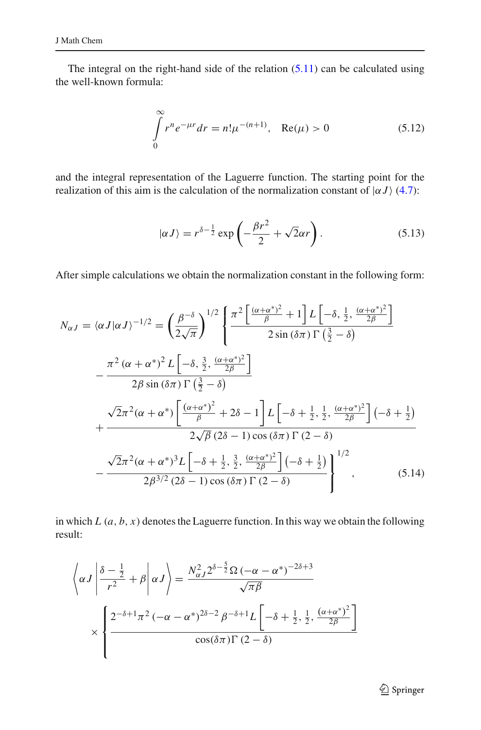The integral on the right-hand side of the relation (5.11) can be calculated using the well-known formula:

$$\int_0^\infty r^n e^{-\mu r} dr = n! \mu^{-(n+1)}, \quad \mathrm{Re}(\mu) > 0 \tag{5.12}$$

and the integral representation of the Laguerre function. The starting point for the realization of this aim is the calculation of the normalization constant of $|\alpha J\rangle$ (4.7):

$$|\alpha J\rangle = r^{\delta - \frac{1}{2}} \exp\left(-\frac{\beta r^2}{2} + \sqrt{2}\alpha r\right). \tag{5.13}$$

After simple calculations we obtain the normalization constant in the following form:

$$\begin{aligned}
N_{\alpha J} = \langle \alpha J | \alpha J \rangle^{-1/2} = \left(\frac{\beta^{-\delta}}{2\sqrt{\pi}}\right)^{1/2} &\left\{ \frac{\pi^2 \left[\frac{(\alpha+\alpha^*)^2}{\beta} + 1\right] L\left[-\delta, \frac{1}{2}, \frac{(\alpha+\alpha^*)^2}{2\beta}\right]}{2\sin(\delta\pi)\,\Gamma\left(\frac{3}{2}-\delta\right)} \right. \\
&- \frac{\pi^2 (\alpha+\alpha^*)^2 L\left[-\delta, \frac{3}{2}, \frac{(\alpha+\alpha^*)^2}{2\beta}\right]}{2\beta \sin(\delta\pi)\,\Gamma\left(\frac{3}{2}-\delta\right)} \\
&+ \frac{\sqrt{2}\pi^2 (\alpha+\alpha^*)\left[\frac{(\alpha+\alpha^*)^2}{\beta} + 2\delta - 1\right] L\left[-\delta+\frac{1}{2}, \frac{1}{2}, \frac{(\alpha+\alpha^*)^2}{2\beta}\right]\left(-\delta+\frac{1}{2}\right)}{2\sqrt{\beta}\,(2\delta-1)\cos(\delta\pi)\,\Gamma(2-\delta)} \\
&\left. - \frac{\sqrt{2}\pi^2 (\alpha+\alpha^*)^3 L\left[-\delta+\frac{1}{2}, \frac{3}{2}, \frac{(\alpha+\alpha^*)^2}{2\beta}\right]\left(-\delta+\frac{1}{2}\right)}{2\beta^{3/2}\,(2\delta-1)\cos(\delta\pi)\,\Gamma(2-\delta)} \right\}^{1/2},
\end{aligned} \tag{5.14}$$

in which $L(a, b, x)$ denotes the Laguerre function. In this way we obtain the following result:

$$\begin{aligned}
\left\langle \alpha J \left| \frac{\delta - \frac{1}{2}}{r^2} + \beta \right| \alpha J \right\rangle &= \frac{N_{\alpha J}^2 2^{\delta - \frac{5}{2}} \Omega (-\alpha - \alpha^*)^{-2\delta+3}}{\sqrt{\pi\beta}} \\
&\times \left\{ \frac{2^{-\delta+1}\pi^2 (-\alpha-\alpha^*)^{2\delta-2} \beta^{-\delta+1} L\left[-\delta+\frac{1}{2}, \frac{1}{2}, \frac{(\alpha+\alpha^*)^2}{2\beta}\right]}{\cos(\delta\pi)\Gamma(2-\delta)} \right.
\end{aligned}$$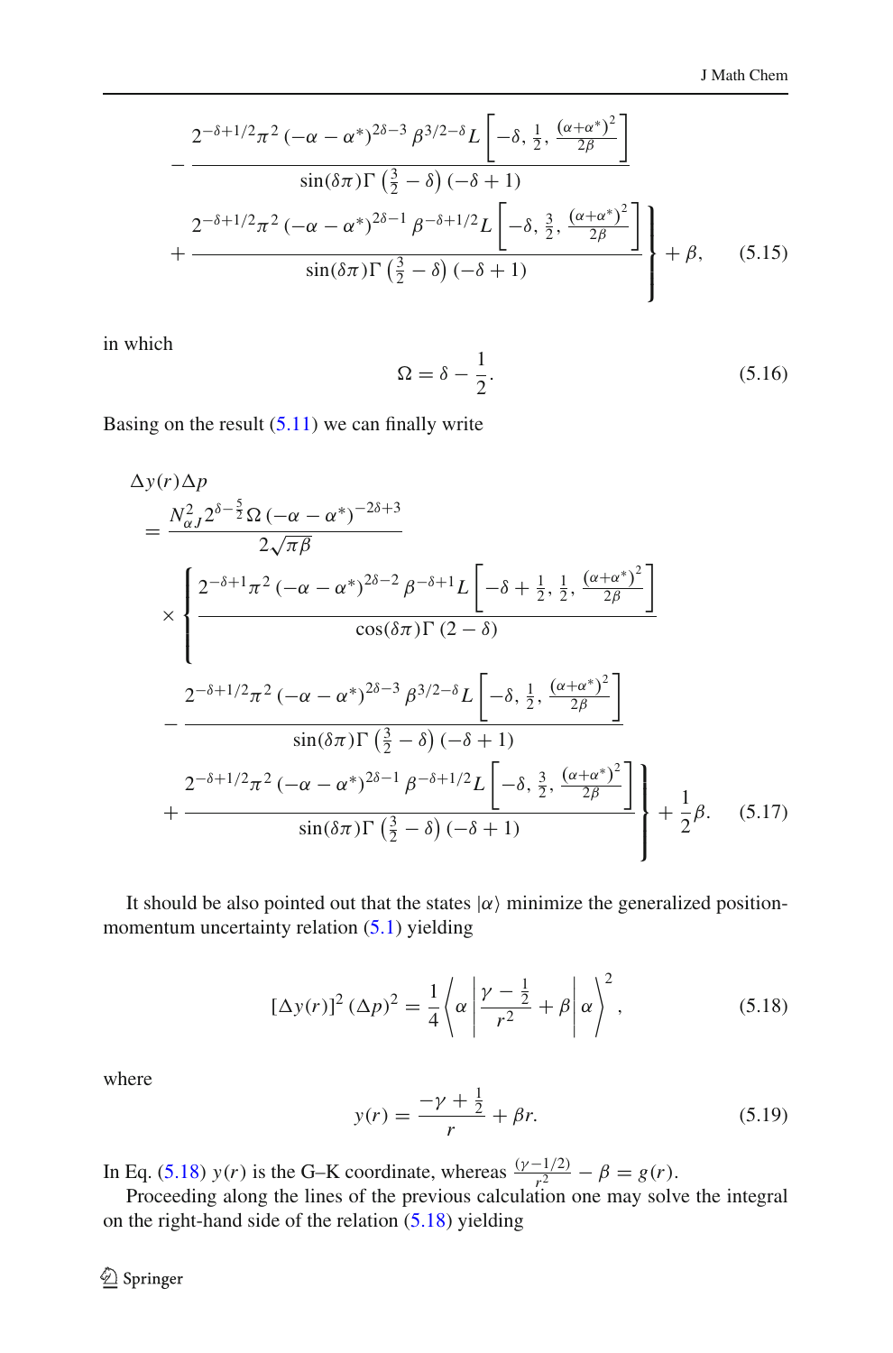$$
\begin{aligned}
&- \frac{2^{-\delta+1/2}\pi^2 \left(-\alpha-\alpha^*\right)^{2\delta-3} \beta^{3/2-\delta} L\left[-\delta, \frac{1}{2}, \frac{(\alpha+\alpha^*)^2}{2\beta}\right]}{\sin(\delta\pi)\Gamma\left(\frac{3}{2}-\delta\right)(-\delta+1)} \\
&\left. + \frac{2^{-\delta+1/2}\pi^2 \left(-\alpha-\alpha^*\right)^{2\delta-1} \beta^{-\delta+1/2} L\left[-\delta, \frac{3}{2}, \frac{(\alpha+\alpha^*)^2}{2\beta}\right]}{\sin(\delta\pi)\Gamma\left(\frac{3}{2}-\delta\right)(-\delta+1)} \right\} + \beta,
\end{aligned}
\tag{5.15}
$$

in which

$$
\Omega = \delta - \frac{1}{2}. \tag{5.16}
$$

Basing on the result (5.11) we can finally write

$$
\begin{aligned}
&\Delta y(r)\Delta p \\
&= \frac{N_{\alpha J}^2 2^{\delta-\frac{5}{2}}\Omega\left(-\alpha-\alpha^*\right)^{-2\delta+3}}{2\sqrt{\pi\beta}} \\
&\times \left\{ \frac{2^{-\delta+1}\pi^2 \left(-\alpha-\alpha^*\right)^{2\delta-2} \beta^{-\delta+1} L\left[-\delta+\frac{1}{2}, \frac{1}{2}, \frac{(\alpha+\alpha^*)^2}{2\beta}\right]}{\cos(\delta\pi)\Gamma(2-\delta)} \right. \\
&- \frac{2^{-\delta+1/2}\pi^2 \left(-\alpha-\alpha^*\right)^{2\delta-3} \beta^{3/2-\delta} L\left[-\delta, \frac{1}{2}, \frac{(\alpha+\alpha^*)^2}{2\beta}\right]}{\sin(\delta\pi)\Gamma\left(\frac{3}{2}-\delta\right)(-\delta+1)} \\
&\left. + \frac{2^{-\delta+1/2}\pi^2 \left(-\alpha-\alpha^*\right)^{2\delta-1} \beta^{-\delta+1/2} L\left[-\delta, \frac{3}{2}, \frac{(\alpha+\alpha^*)^2}{2\beta}\right]}{\sin(\delta\pi)\Gamma\left(\frac{3}{2}-\delta\right)(-\delta+1)} \right\} + \frac{1}{2}\beta.
\end{aligned}
\tag{5.17}
$$

It should be also pointed out that the states $|\alpha\rangle$ minimize the generalized position-momentum uncertainty relation (5.1) yielding

$$
\left[\Delta y(r)\right]^2 (\Delta p)^2 = \frac{1}{4}\left\langle \alpha \left| \frac{\gamma-\frac{1}{2}}{r^2} + \beta \right| \alpha \right\rangle^2, \tag{5.18}
$$

where

$$
y(r) = \frac{-\gamma+\frac{1}{2}}{r} + \beta r. \tag{5.19}
$$

In Eq. (5.18) $y(r)$ is the G–K coordinate, whereas $\frac{(\gamma-1/2)}{r^2} - \beta = g(r)$.

Proceeding along the lines of the previous calculation one may solve the integral on the right-hand side of the relation (5.18) yielding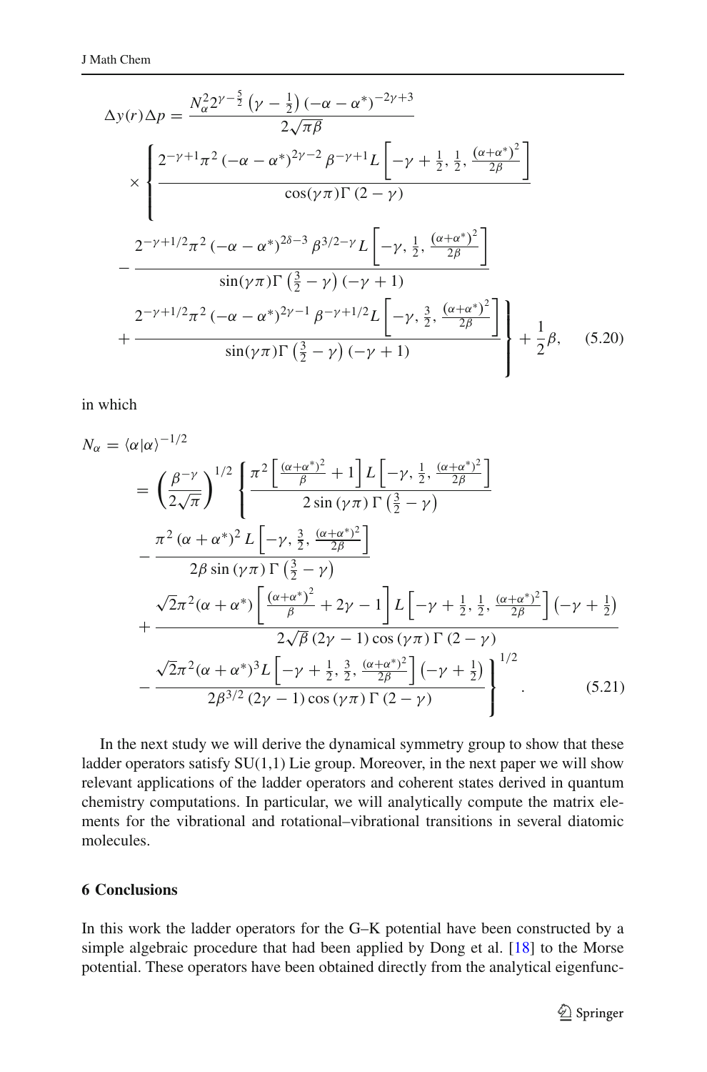$$
\begin{aligned}
\Delta y(r)\Delta p &= \frac{N_\alpha^2 2^{\gamma-\frac{5}{2}}\left(\gamma-\frac{1}{2}\right)(-\alpha-\alpha^*)^{-2\gamma+3}}{2\sqrt{\pi\beta}} \\
&\times \left\{ \frac{2^{-\gamma+1}\pi^2(-\alpha-\alpha^*)^{2\gamma-2}\beta^{-\gamma+1}L\left[-\gamma+\frac{1}{2},\frac{1}{2},\frac{(\alpha+\alpha^*)^2}{2\beta}\right]}{\cos(\gamma\pi)\Gamma(2-\gamma)} \right. \\
&- \frac{2^{-\gamma+1/2}\pi^2(-\alpha-\alpha^*)^{2\delta-3}\beta^{3/2-\gamma}L\left[-\gamma,\frac{1}{2},\frac{(\alpha+\alpha^*)^2}{2\beta}\right]}{\sin(\gamma\pi)\Gamma\left(\frac{3}{2}-\gamma\right)(-\gamma+1)} \\
&+ \left. \frac{2^{-\gamma+1/2}\pi^2(-\alpha-\alpha^*)^{2\gamma-1}\beta^{-\gamma+1/2}L\left[-\gamma,\frac{3}{2},\frac{(\alpha+\alpha^*)^2}{2\beta}\right]}{\sin(\gamma\pi)\Gamma\left(\frac{3}{2}-\gamma\right)(-\gamma+1)} \right\} + \frac{1}{2}\beta, \qquad (5.20)
\end{aligned}
$$

in which

$$
\begin{aligned}
N_\alpha &= \langle\alpha|\alpha\rangle^{-1/2} \\
&= \left(\frac{\beta^{-\gamma}}{2\sqrt{\pi}}\right)^{1/2} \left\{ \frac{\pi^2\left[\frac{(\alpha+\alpha^*)^2}{\beta}+1\right]L\left[-\gamma,\frac{1}{2},\frac{(\alpha+\alpha^*)^2}{2\beta}\right]}{2\sin(\gamma\pi)\Gamma\left(\frac{3}{2}-\gamma\right)} \right. \\
&- \frac{\pi^2(\alpha+\alpha^*)^2L\left[-\gamma,\frac{3}{2},\frac{(\alpha+\alpha^*)^2}{2\beta}\right]}{2\beta\sin(\gamma\pi)\Gamma\left(\frac{3}{2}-\gamma\right)} \\
&+ \frac{\sqrt{2}\pi^2(\alpha+\alpha^*)\left[\frac{(\alpha+\alpha^*)^2}{\beta}+2\gamma-1\right]L\left[-\gamma+\frac{1}{2},\frac{1}{2},\frac{(\alpha+\alpha^*)^2}{2\beta}\right]\left(-\gamma+\frac{1}{2}\right)}{2\sqrt{\beta}(2\gamma-1)\cos(\gamma\pi)\Gamma(2-\gamma)} \\
&- \left. \frac{\sqrt{2}\pi^2(\alpha+\alpha^*)^3L\left[-\gamma+\frac{1}{2},\frac{3}{2},\frac{(\alpha+\alpha^*)^2}{2\beta}\right]\left(-\gamma+\frac{1}{2}\right)}{2\beta^{3/2}(2\gamma-1)\cos(\gamma\pi)\Gamma(2-\gamma)} \right\}^{1/2}. \qquad (5.21)
\end{aligned}
$$

In the next study we will derive the dynamical symmetry group to show that these ladder operators satisfy SU(1,1) Lie group. Moreover, in the next paper we will show relevant applications of the ladder operators and coherent states derived in quantum chemistry computations. In particular, we will analytically compute the matrix elements for the vibrational and rotational–vibrational transitions in several diatomic molecules.

## 6 Conclusions

In this work the ladder operators for the G–K potential have been constructed by a simple algebraic procedure that had been applied by Dong et al. [18] to the Morse potential. These operators have been obtained directly from the analytical eigenfunc-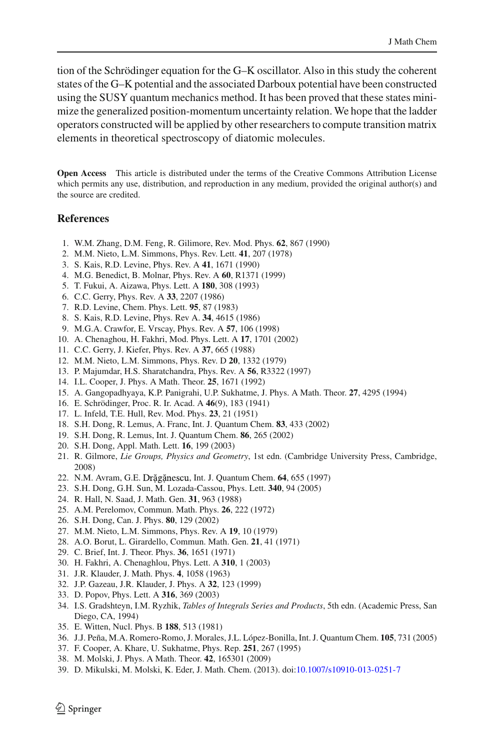tion of the Schrödinger equation for the G–K oscillator. Also in this study the coherent states of the G–K potential and the associated Darboux potential have been constructed using the SUSY quantum mechanics method. It has been proved that these states minimize the generalized position-momentum uncertainty relation. We hope that the ladder operators constructed will be applied by other researchers to compute transition matrix elements in theoretical spectroscopy of diatomic molecules.

**Open Access** This article is distributed under the terms of the Creative Commons Attribution License which permits any use, distribution, and reproduction in any medium, provided the original author(s) and the source are credited.

## References

1. W.M. Zhang, D.M. Feng, R. Gilimore, Rev. Mod. Phys. **62**, 867 (1990)
2. M.M. Nieto, L.M. Simmons, Phys. Rev. Lett. **41**, 207 (1978)
3. S. Kais, R.D. Levine, Phys. Rev. A **41**, 1671 (1990)
4. M.G. Benedict, B. Molnar, Phys. Rev. A **60**, R1371 (1999)
5. T. Fukui, A. Aizawa, Phys. Lett. A **180**, 308 (1993)
6. C.C. Gerry, Phys. Rev. A **33**, 2207 (1986)
7. R.D. Levine, Chem. Phys. Lett. **95**, 87 (1983)
8. S. Kais, R.D. Levine, Phys. Rev A. **34**, 4615 (1986)
9. M.G.A. Crawfor, E. Vrscay, Phys. Rev. A **57**, 106 (1998)
10. A. Chenaghou, H. Fakhri, Mod. Phys. Lett. A **17**, 1701 (2002)
11. C.C. Gerry, J. Kiefer, Phys. Rev. A **37**, 665 (1988)
12. M.M. Nieto, L.M. Simmons, Phys. Rev. D **20**, 1332 (1979)
13. P. Majumdar, H.S. Sharatchandra, Phys. Rev. A **56**, R3322 (1997)
14. I.L. Cooper, J. Phys. A Math. Theor. **25**, 1671 (1992)
15. A. Gangopadhyaya, K.P. Panigrahi, U.P. Sukhatme, J. Phys. A Math. Theor. **27**, 4295 (1994)
16. E. Schrödinger, Proc. R. Ir. Acad. A **46**(9), 183 (1941)
17. L. Infeld, T.E. Hull, Rev. Mod. Phys. **23**, 21 (1951)
18. S.H. Dong, R. Lemus, A. Franc, Int. J. Quantum Chem. **83**, 433 (2002)
19. S.H. Dong, R. Lemus, Int. J. Quantum Chem. **86**, 265 (2002)
20. S.H. Dong, Appl. Math. Lett. **16**, 199 (2003)
21. R. Gilmore, *Lie Groups, Physics and Geometry*, 1st edn. (Cambridge University Press, Cambridge, 2008)
22. N.M. Avram, G.E. Drăgănescu, Int. J. Quantum Chem. **64**, 655 (1997)
23. S.H. Dong, G.H. Sun, M. Lozada-Cassou, Phys. Lett. **340**, 94 (2005)
24. R. Hall, N. Saad, J. Math. Gen. **31**, 963 (1988)
25. A.M. Perelomov, Commun. Math. Phys. **26**, 222 (1972)
26. S.H. Dong, Can. J. Phys. **80**, 129 (2002)
27. M.M. Nieto, L.M. Simmons, Phys. Rev. A **19**, 10 (1979)
28. A.O. Borut, L. Girardello, Commun. Math. Gen. **21**, 41 (1971)
29. C. Brief, Int. J. Theor. Phys. **36**, 1651 (1971)
30. H. Fakhri, A. Chenaghlou, Phys. Lett. A **310**, 1 (2003)
31. J.R. Klauder, J. Math. Phys. **4**, 1058 (1963)
32. J.P. Gazeau, J.R. Klauder, J. Phys. A **32**, 123 (1999)
33. D. Popov, Phys. Lett. A **316**, 369 (2003)
34. I.S. Gradshteyn, I.M. Ryzhik, *Tables of Integrals Series and Products*, 5th edn. (Academic Press, San Diego, CA, 1994)
35. E. Witten, Nucl. Phys. B **188**, 513 (1981)
36. J.J. Peña, M.A. Romero-Romo, J. Morales, J.L. López-Bonilla, Int. J. Quantum Chem. **105**, 731 (2005)
37. F. Cooper, A. Khare, U. Sukhatme, Phys. Rep. **251**, 267 (1995)
38. M. Molski, J. Phys. A Math. Theor. **42**, 165301 (2009)
39. D. Mikulski, M. Molski, K. Eder, J. Math. Chem. (2013). doi:10.1007/s10910-013-0251-7